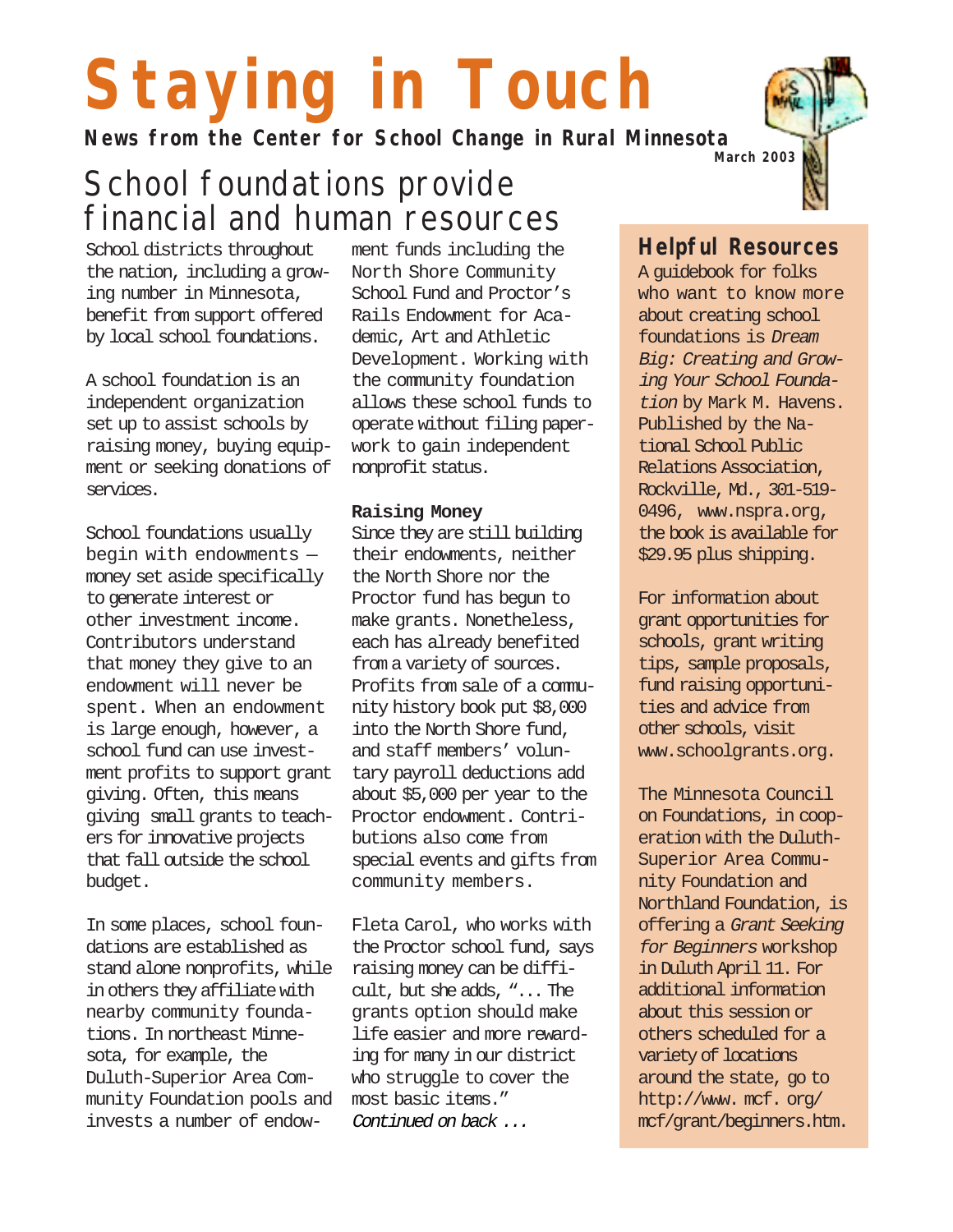# Staying in Touch

**News from the Center for School Change in Rural Minnesota**

**March 2003**

## School foundations provide financial and human resources

School districts throughout the nation, including a growing number in Minnesota, benefit from support offered by local school foundations.

A school foundation is an independent organization set up to assist schools by raising money, buying equipment or seeking donations of services.

School foundations usually begin with endowments — money set aside specifically to generate interest or other investment income. Contributors understand that money they give to an endowment will never be spent. When an endowment is large enough, however, a school fund can use investment profits to support grant giving. Often, this means giving small grants to teachers for innovative projects that fall outside the school budget.

In some places, school foundations are established as stand alone nonprofits, while in others they affiliate with nearby community foundations. In northeast Minnesota, for example, the Duluth-Superior Area Community Foundation pools and invests a number of endowment funds including the North Shore Community School Fund and Proctor's Rails Endowment for Academic, Art and Athletic Development. Working with the community foundation allows these school funds to operate without filing paperwork to gain independent nonprofit status.

**Raising Money**

Since they are still building their endowments, neither the North Shore nor the Proctor fund has begun to make grants. Nonetheless, each has already benefited from a variety of sources. Profits from sale of a community history book put $8,000 into the North Shore fund, and staff members' voluntary payroll deductions add about $5,000 per year to the Proctor endowment. Contributions also come from special events and gifts from community members.

Fleta Carol, who works with the Proctor school fund, says raising money can be difficult, but she adds, "... The grants option should make life easier and more rewarding for many in our district who struggle to cover the most basic items."

*Continued on back ...*

### Helpful Resources

A guidebook for folks who want to know more about creating school foundations is *Dream Big: Creating and Growing Your School Foundation* by Mark M. Havens. Published by the National School Public Relations Association, Rockville, Md., 301-519-0496, www.nspra.org, the book is available for $29.95 plus shipping.

For information about grant opportunities for schools, grant writing tips, sample proposals, fund raising opportunities and advice from other schools, visit www.schoolgrants.org.

The Minnesota Council on Foundations, in cooperation with the Duluth-Superior Area Community Foundation and Northland Foundation, is offering a *Grant Seeking for Beginners* workshop in Duluth April 11. For additional information about this session or others scheduled for a variety of locations around the state, go to http://www.mcf.org/mcf/grant/beginners.htm.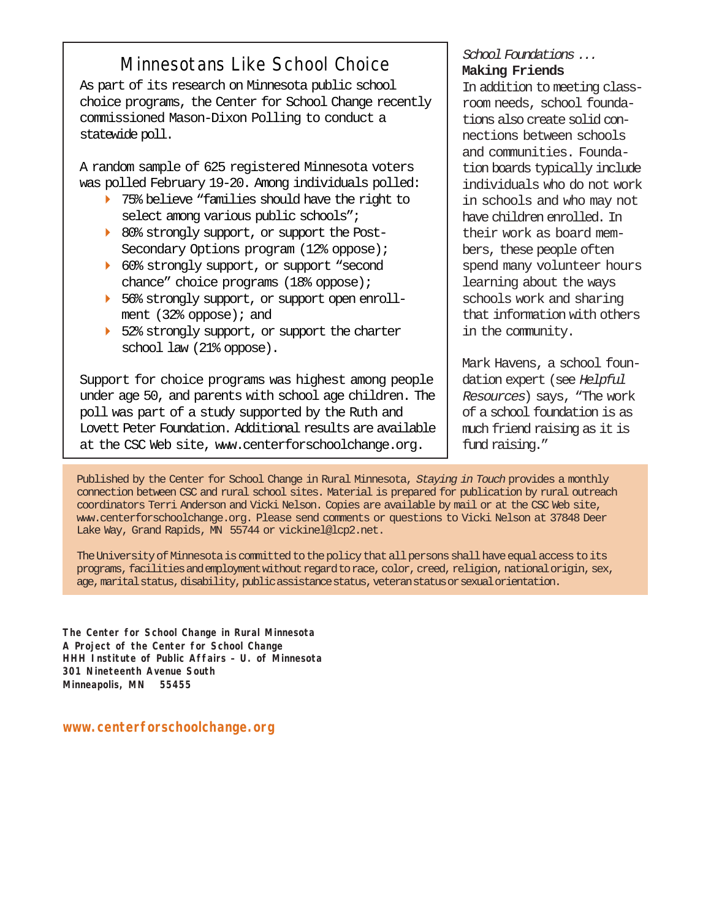## Minnesotans Like School Choice

As part of its research on Minnesota public school choice programs, the Center for School Change recently commissioned Mason-Dixon Polling to conduct a statewide poll.

A random sample of 625 registered Minnesota voters was polled February 19-20. Among individuals polled:

- 75% believe "families should have the right to select among various public schools";
- 80% strongly support, or support the Post-Secondary Options program (12% oppose);
- 60% strongly support, or support "second chance" choice programs (18% oppose);
- 56% strongly support, or support open enrollment (32% oppose); and
- 52% strongly support, or support the charter school law (21% oppose).

Support for choice programs was highest among people under age 50, and parents with school age children. The poll was part of a study supported by the Ruth and Lovett Peter Foundation. Additional results are available at the CSC Web site, www.centerforschoolchange.org.

*School Foundations ...*
**Making Friends**

In addition to meeting classroom needs, school foundations also create solid connections between schools and communities. Foundation boards typically include individuals who do not work in schools and who may not have children enrolled. In their work as board members, these people often spend many volunteer hours learning about the ways schools work and sharing that information with others in the community.

Mark Havens, a school foundation expert (see *Helpful Resources*) says, "The work of a school foundation is as much friend raising as it is fund raising."

Published by the Center for School Change in Rural Minnesota, *Staying in Touch* provides a monthly connection between CSC and rural school sites. Material is prepared for publication by rural outreach coordinators Terri Anderson and Vicki Nelson. Copies are available by mail or at the CSC Web site, www.centerforschoolchange.org. Please send comments or questions to Vicki Nelson at 37848 Deer Lake Way, Grand Rapids, MN 55744 or vickinel@lcp2.net.

The University of Minnesota is committed to the policy that all persons shall have equal access to its programs, facilities and employment without regard to race, color, creed, religion, national origin, sex, age, marital status, disability, public assistance status, veteran status or sexual orientation.

**The Center for School Change in Rural Minnesota**
**A Project of the Center for School Change**
**HHH Institute of Public Affairs – U. of Minnesota**
**301 Nineteenth Avenue South**
**Minneapolis, MN 55455**

**www.centerforschoolchange.org**